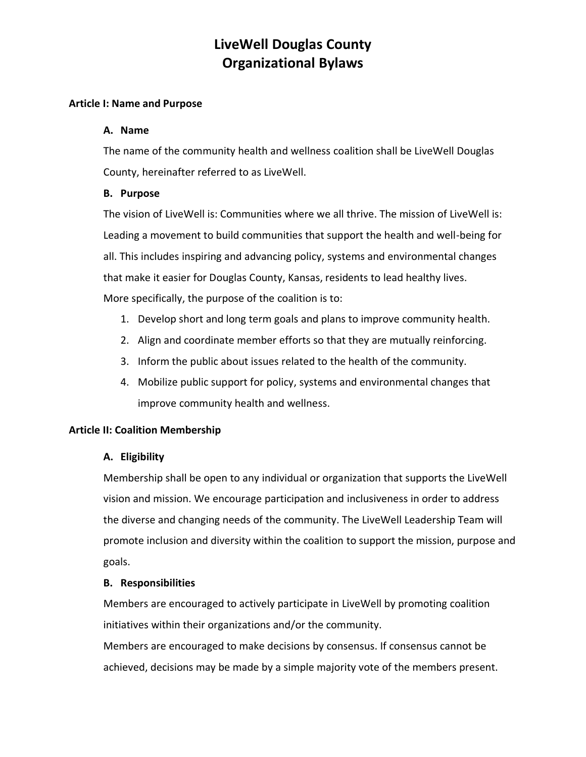# LiveWell Douglas County
# Organizational Bylaws

## Article I: Name and Purpose

### A. Name

The name of the community health and wellness coalition shall be LiveWell Douglas County, hereinafter referred to as LiveWell.

### B. Purpose

The vision of LiveWell is: Communities where we all thrive. The mission of LiveWell is: Leading a movement to build communities that support the health and well-being for all. This includes inspiring and advancing policy, systems and environmental changes that make it easier for Douglas County, Kansas, residents to lead healthy lives.

More specifically, the purpose of the coalition is to:

1. Develop short and long term goals and plans to improve community health.
2. Align and coordinate member efforts so that they are mutually reinforcing.
3. Inform the public about issues related to the health of the community.
4. Mobilize public support for policy, systems and environmental changes that improve community health and wellness.

## Article II: Coalition Membership

### A. Eligibility

Membership shall be open to any individual or organization that supports the LiveWell vision and mission. We encourage participation and inclusiveness in order to address the diverse and changing needs of the community. The LiveWell Leadership Team will promote inclusion and diversity within the coalition to support the mission, purpose and goals.

### B. Responsibilities

Members are encouraged to actively participate in LiveWell by promoting coalition initiatives within their organizations and/or the community.

Members are encouraged to make decisions by consensus. If consensus cannot be achieved, decisions may be made by a simple majority vote of the members present.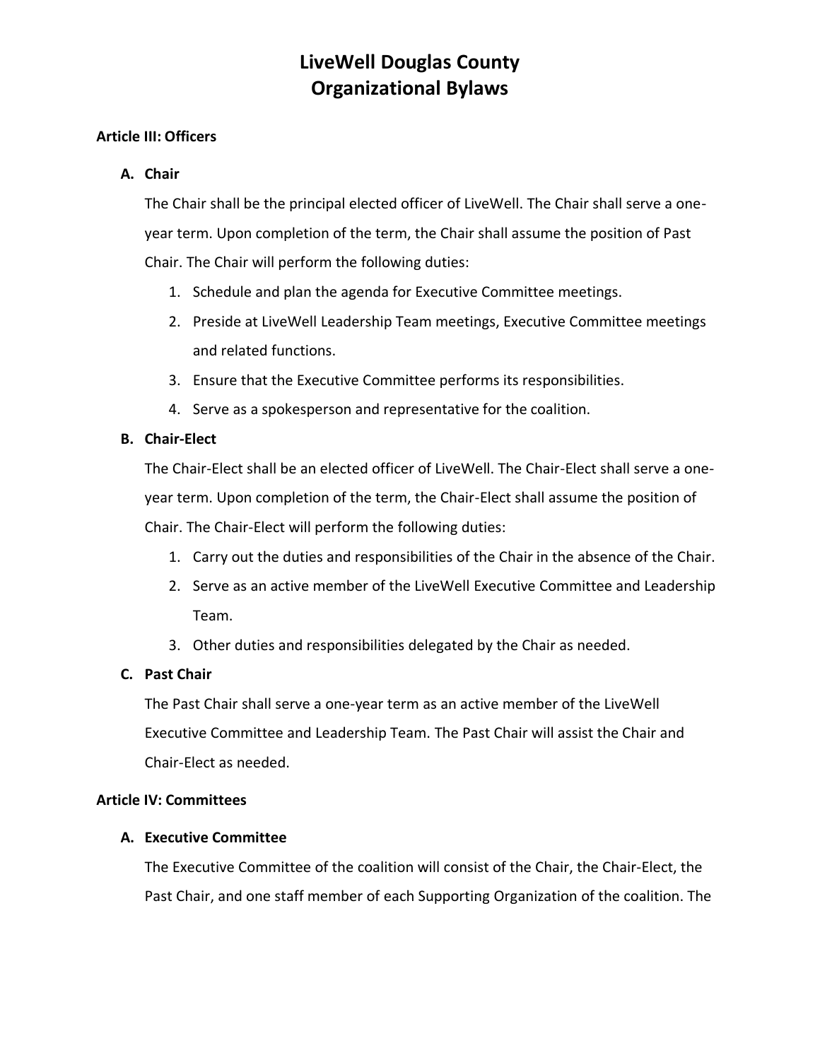# LiveWell Douglas County
# Organizational Bylaws

## Article III: Officers

### A. Chair

The Chair shall be the principal elected officer of LiveWell. The Chair shall serve a one-year term. Upon completion of the term, the Chair shall assume the position of Past Chair. The Chair will perform the following duties:

1. Schedule and plan the agenda for Executive Committee meetings.
2. Preside at LiveWell Leadership Team meetings, Executive Committee meetings and related functions.
3. Ensure that the Executive Committee performs its responsibilities.
4. Serve as a spokesperson and representative for the coalition.

### B. Chair-Elect

The Chair-Elect shall be an elected officer of LiveWell. The Chair-Elect shall serve a one-year term. Upon completion of the term, the Chair-Elect shall assume the position of Chair. The Chair-Elect will perform the following duties:

1. Carry out the duties and responsibilities of the Chair in the absence of the Chair.
2. Serve as an active member of the LiveWell Executive Committee and Leadership Team.
3. Other duties and responsibilities delegated by the Chair as needed.

### C. Past Chair

The Past Chair shall serve a one-year term as an active member of the LiveWell Executive Committee and Leadership Team. The Past Chair will assist the Chair and Chair-Elect as needed.

## Article IV: Committees

### A. Executive Committee

The Executive Committee of the coalition will consist of the Chair, the Chair-Elect, the Past Chair, and one staff member of each Supporting Organization of the coalition. The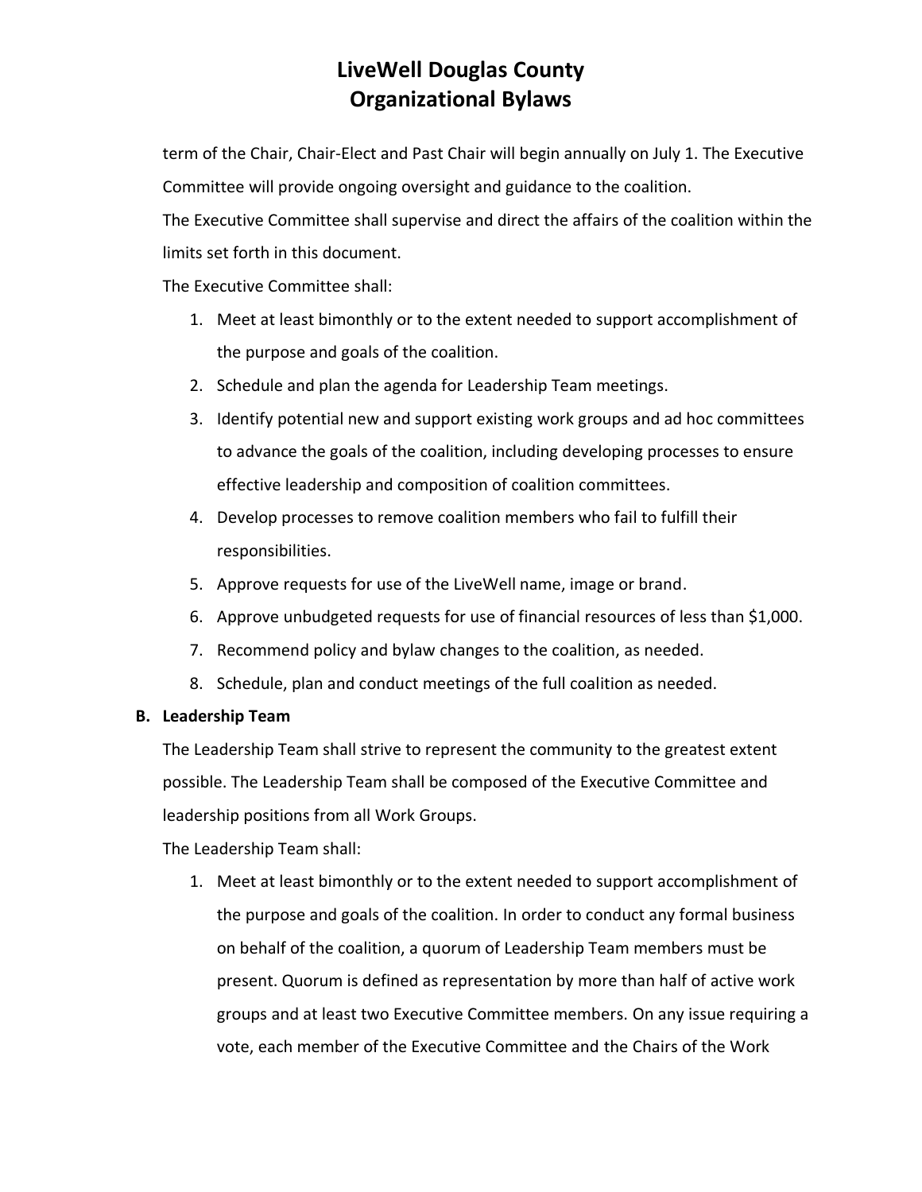term of the Chair, Chair-Elect and Past Chair will begin annually on July 1. The Executive Committee will provide ongoing oversight and guidance to the coalition.

The Executive Committee shall supervise and direct the affairs of the coalition within the limits set forth in this document.

The Executive Committee shall:

1. Meet at least bimonthly or to the extent needed to support accomplishment of the purpose and goals of the coalition.
2. Schedule and plan the agenda for Leadership Team meetings.
3. Identify potential new and support existing work groups and ad hoc committees to advance the goals of the coalition, including developing processes to ensure effective leadership and composition of coalition committees.
4. Develop processes to remove coalition members who fail to fulfill their responsibilities.
5. Approve requests for use of the LiveWell name, image or brand.
6. Approve unbudgeted requests for use of financial resources of less than $1,000.
7. Recommend policy and bylaw changes to the coalition, as needed.
8. Schedule, plan and conduct meetings of the full coalition as needed.

**B. Leadership Team**

The Leadership Team shall strive to represent the community to the greatest extent possible. The Leadership Team shall be composed of the Executive Committee and leadership positions from all Work Groups.

The Leadership Team shall:

1. Meet at least bimonthly or to the extent needed to support accomplishment of the purpose and goals of the coalition. In order to conduct any formal business on behalf of the coalition, a quorum of Leadership Team members must be present. Quorum is defined as representation by more than half of active work groups and at least two Executive Committee members. On any issue requiring a vote, each member of the Executive Committee and the Chairs of the Work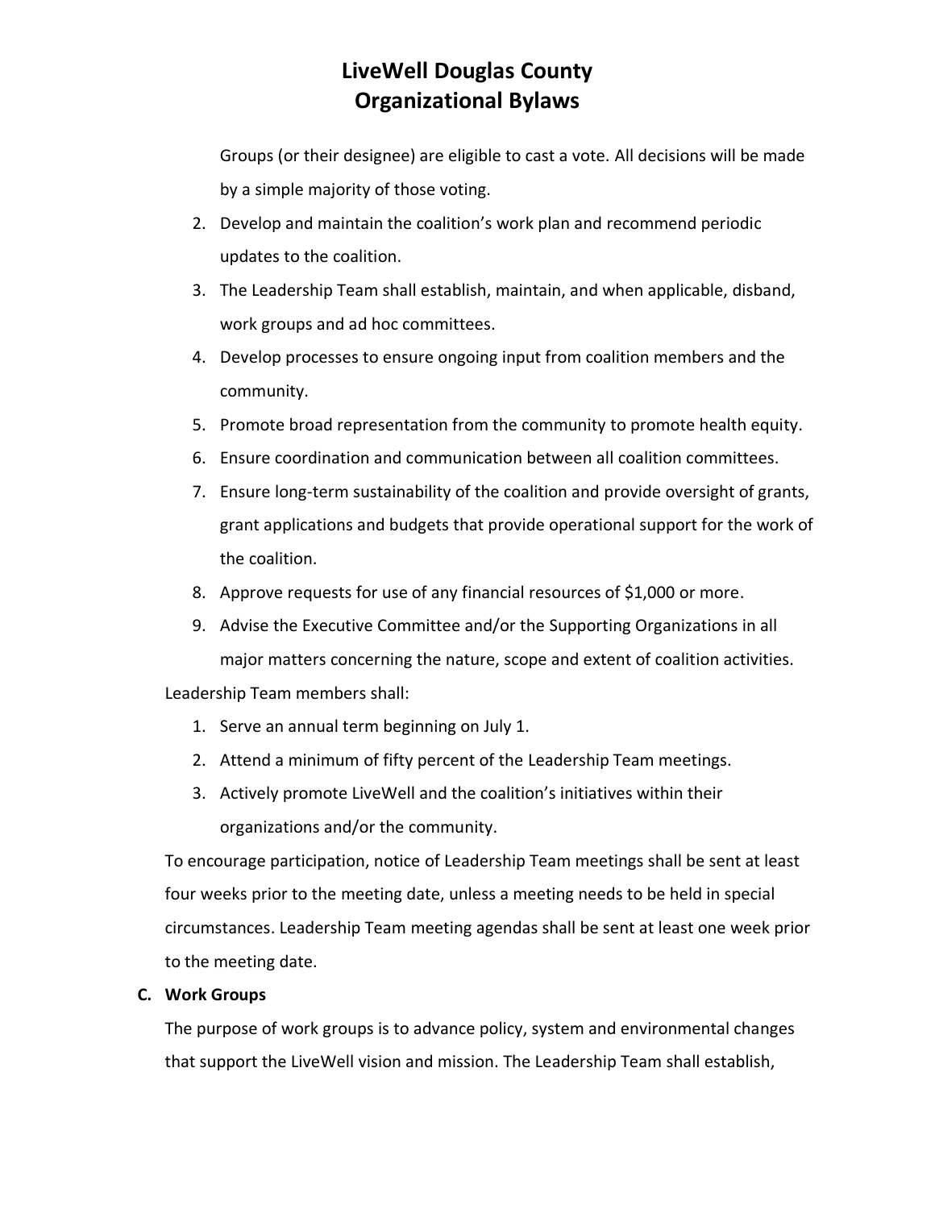Groups (or their designee) are eligible to cast a vote. All decisions will be made by a simple majority of those voting.

2. Develop and maintain the coalition's work plan and recommend periodic updates to the coalition.
3. The Leadership Team shall establish, maintain, and when applicable, disband, work groups and ad hoc committees.
4. Develop processes to ensure ongoing input from coalition members and the community.
5. Promote broad representation from the community to promote health equity.
6. Ensure coordination and communication between all coalition committees.
7. Ensure long-term sustainability of the coalition and provide oversight of grants, grant applications and budgets that provide operational support for the work of the coalition.
8. Approve requests for use of any financial resources of $1,000 or more.
9. Advise the Executive Committee and/or the Supporting Organizations in all major matters concerning the nature, scope and extent of coalition activities.

Leadership Team members shall:

1. Serve an annual term beginning on July 1.
2. Attend a minimum of fifty percent of the Leadership Team meetings.
3. Actively promote LiveWell and the coalition's initiatives within their organizations and/or the community.

To encourage participation, notice of Leadership Team meetings shall be sent at least four weeks prior to the meeting date, unless a meeting needs to be held in special circumstances. Leadership Team meeting agendas shall be sent at least one week prior to the meeting date.

**C. Work Groups**

The purpose of work groups is to advance policy, system and environmental changes that support the LiveWell vision and mission. The Leadership Team shall establish,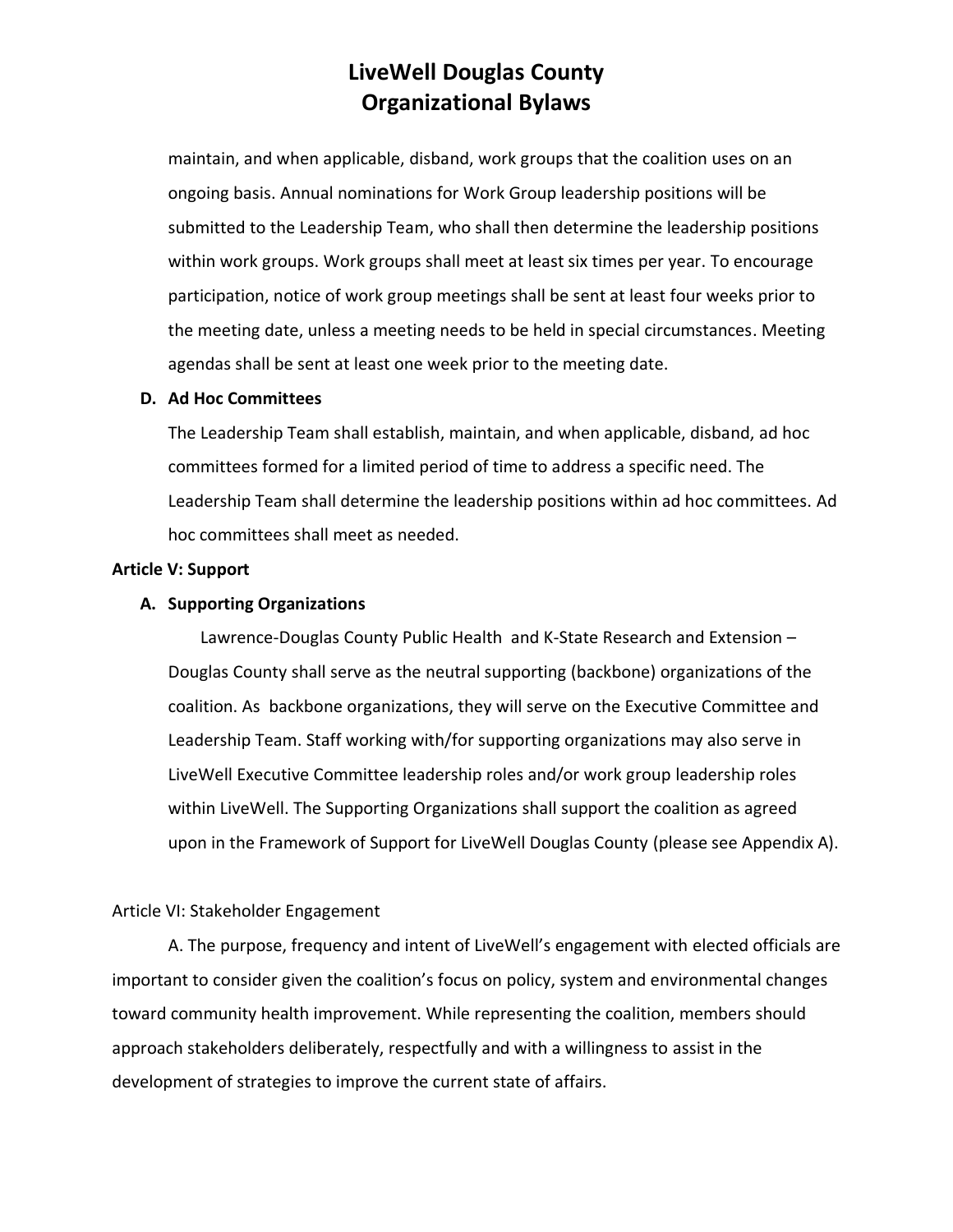maintain, and when applicable, disband, work groups that the coalition uses on an ongoing basis. Annual nominations for Work Group leadership positions will be submitted to the Leadership Team, who shall then determine the leadership positions within work groups. Work groups shall meet at least six times per year. To encourage participation, notice of work group meetings shall be sent at least four weeks prior to the meeting date, unless a meeting needs to be held in special circumstances. Meeting agendas shall be sent at least one week prior to the meeting date.

**D. Ad Hoc Committees**

The Leadership Team shall establish, maintain, and when applicable, disband, ad hoc committees formed for a limited period of time to address a specific need. The Leadership Team shall determine the leadership positions within ad hoc committees. Ad hoc committees shall meet as needed.

**Article V: Support**

**A. Supporting Organizations**

Lawrence-Douglas County Public Health and K-State Research and Extension – Douglas County shall serve as the neutral supporting (backbone) organizations of the coalition. As backbone organizations, they will serve on the Executive Committee and Leadership Team. Staff working with/for supporting organizations may also serve in LiveWell Executive Committee leadership roles and/or work group leadership roles within LiveWell. The Supporting Organizations shall support the coalition as agreed upon in the Framework of Support for LiveWell Douglas County (please see Appendix A).

Article VI: Stakeholder Engagement

A. The purpose, frequency and intent of LiveWell's engagement with elected officials are important to consider given the coalition's focus on policy, system and environmental changes toward community health improvement. While representing the coalition, members should approach stakeholders deliberately, respectfully and with a willingness to assist in the development of strategies to improve the current state of affairs.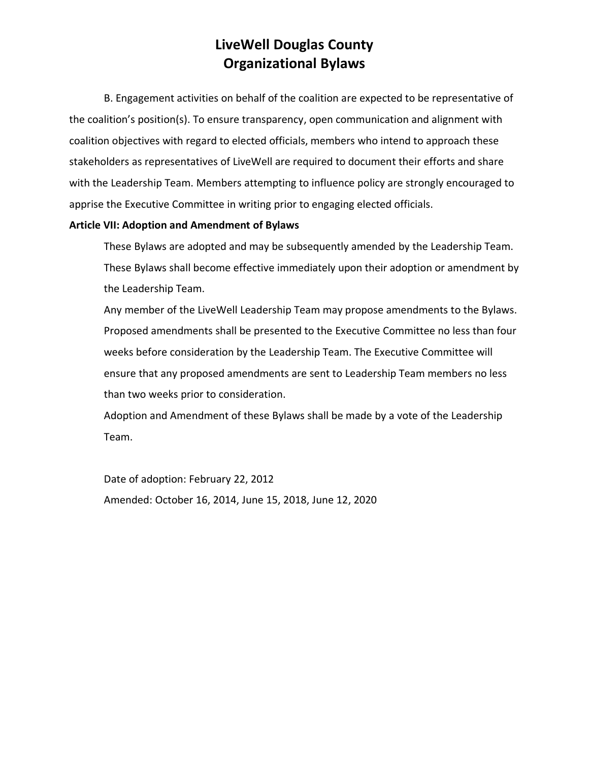B. Engagement activities on behalf of the coalition are expected to be representative of the coalition's position(s). To ensure transparency, open communication and alignment with coalition objectives with regard to elected officials, members who intend to approach these stakeholders as representatives of LiveWell are required to document their efforts and share with the Leadership Team. Members attempting to influence policy are strongly encouraged to apprise the Executive Committee in writing prior to engaging elected officials.

**Article VII: Adoption and Amendment of Bylaws**

These Bylaws are adopted and may be subsequently amended by the Leadership Team. These Bylaws shall become effective immediately upon their adoption or amendment by the Leadership Team.

Any member of the LiveWell Leadership Team may propose amendments to the Bylaws. Proposed amendments shall be presented to the Executive Committee no less than four weeks before consideration by the Leadership Team. The Executive Committee will ensure that any proposed amendments are sent to Leadership Team members no less than two weeks prior to consideration.

Adoption and Amendment of these Bylaws shall be made by a vote of the Leadership Team.

Date of adoption: February 22, 2012

Amended: October 16, 2014, June 15, 2018, June 12, 2020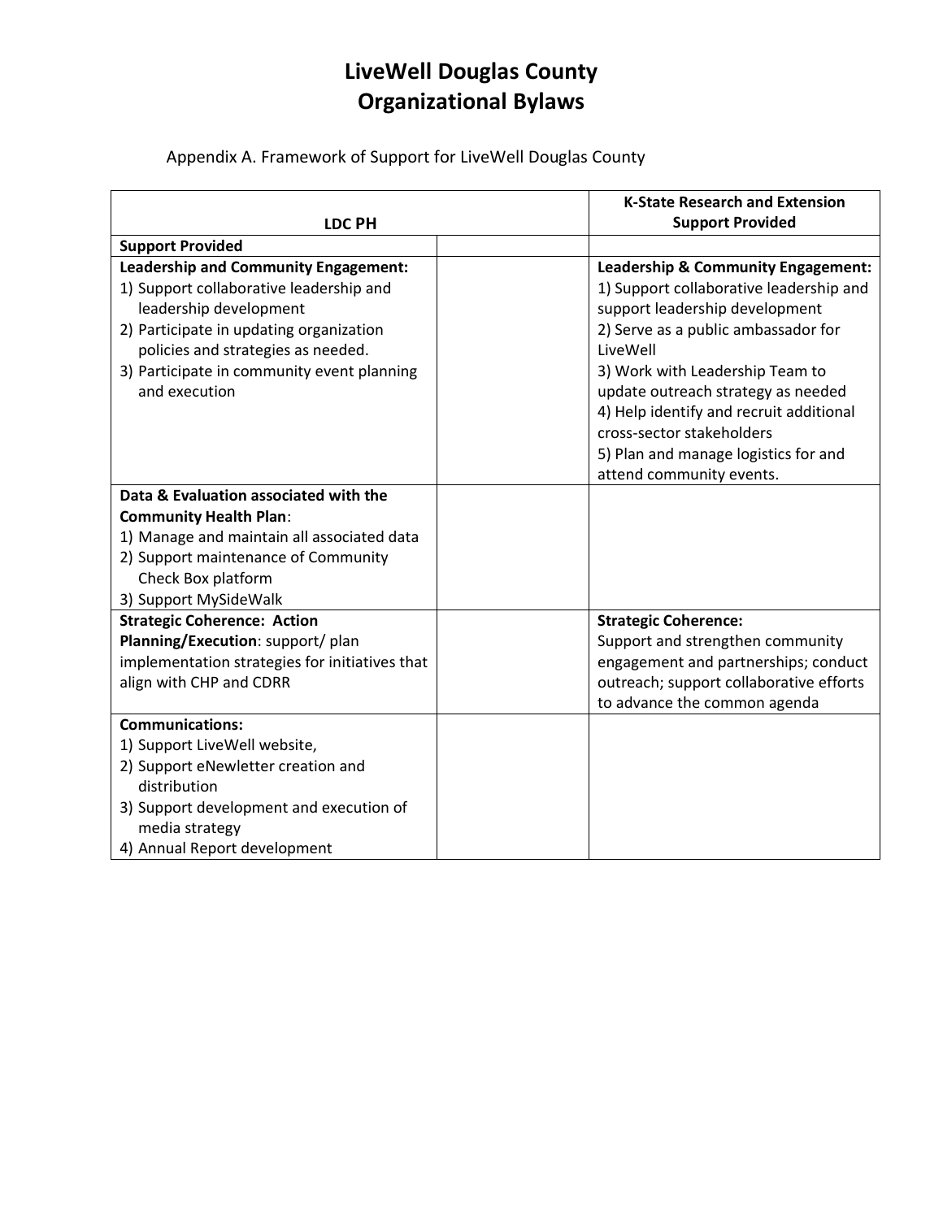# LiveWell Douglas County
# Organizational Bylaws

Appendix A. Framework of Support for LiveWell Douglas County

| LDC PH | | K-State Research and Extension Support Provided |
|---|---|---|
| **Support Provided** | | |
| **Leadership and Community Engagement:**<br>1) Support collaborative leadership and leadership development<br>2) Participate in updating organization policies and strategies as needed.<br>3) Participate in community event planning and execution | | **Leadership & Community Engagement:**<br>1) Support collaborative leadership and support leadership development<br>2) Serve as a public ambassador for LiveWell<br>3) Work with Leadership Team to update outreach strategy as needed<br>4) Help identify and recruit additional cross-sector stakeholders<br>5) Plan and manage logistics for and attend community events. |
| **Data & Evaluation associated with the Community Health Plan**:<br>1) Manage and maintain all associated data<br>2) Support maintenance of Community Check Box platform<br>3) Support MySideWalk | | |
| **Strategic Coherence: Action Planning/Execution**: support/ plan implementation strategies for initiatives that align with CHP and CDRR | | **Strategic Coherence:**<br>Support and strengthen community engagement and partnerships; conduct outreach; support collaborative efforts to advance the common agenda |
| **Communications:**<br>1) Support LiveWell website,<br>2) Support eNewletter creation and distribution<br>3) Support development and execution of media strategy<br>4) Annual Report development | | |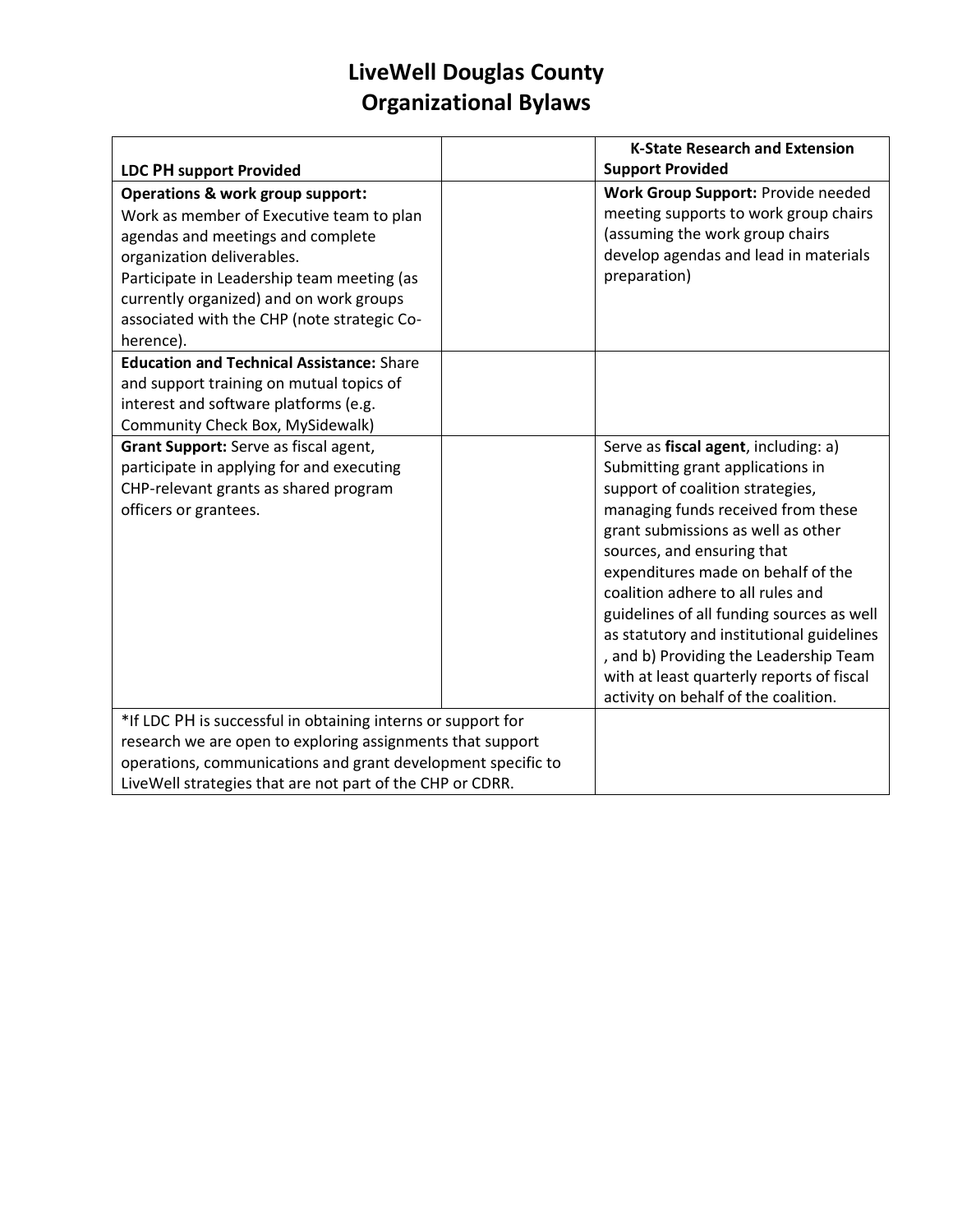# LiveWell Douglas County
# Organizational Bylaws

| LDC PH support Provided | | K-State Research and Extension Support Provided |
|---|---|---|
| **Operations & work group support:** Work as member of Executive team to plan agendas and meetings and complete organization deliverables. Participate in Leadership team meeting (as currently organized) and on work groups associated with the CHP (note strategic Co-herence). | | **Work Group Support:** Provide needed meeting supports to work group chairs (assuming the work group chairs develop agendas and lead in materials preparation) |
| **Education and Technical Assistance:** Share and support training on mutual topics of interest and software platforms (e.g. Community Check Box, MySidewalk) | | |
| **Grant Support:** Serve as fiscal agent, participate in applying for and executing CHP-relevant grants as shared program officers or grantees. | | Serve as **fiscal agent**, including: a) Submitting grant applications in support of coalition strategies, managing funds received from these grant submissions as well as other sources, and ensuring that expenditures made on behalf of the coalition adhere to all rules and guidelines of all funding sources as well as statutory and institutional guidelines , and b) Providing the Leadership Team with at least quarterly reports of fiscal activity on behalf of the coalition. |
| *If LDC PH is successful in obtaining interns or support for research we are open to exploring assignments that support operations, communications and grant development specific to LiveWell strategies that are not part of the CHP or CDRR. | | |